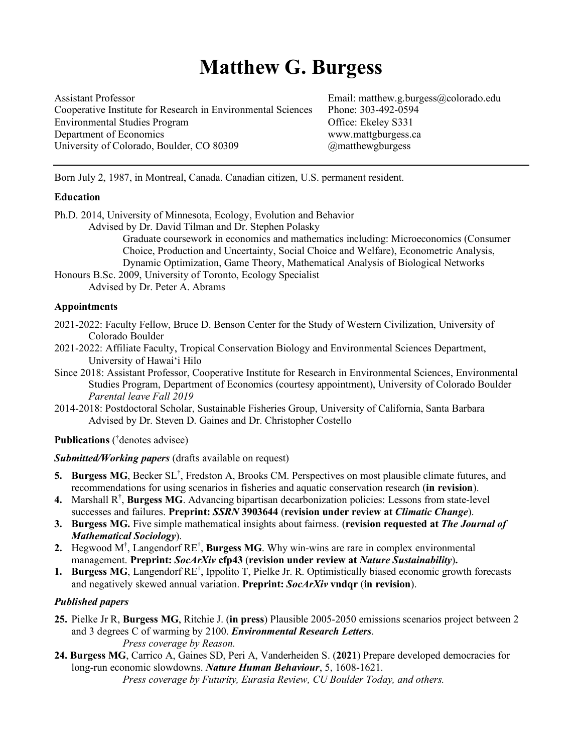# Matthew G. Burgess

Assistant Professor
Cooperative Institute for Research in Environmental Sciences
Environmental Studies Program
Department of Economics
University of Colorado, Boulder, CO 80309

Email: matthew.g.burgess@colorado.edu
Phone: 303-492-0594
Office: Ekeley S331
www.mattgburgess.ca
@matthewgburgess

---

Born July 2, 1987, in Montreal, Canada. Canadian citizen, U.S. permanent resident.

### Education

Ph.D. 2014, University of Minnesota, Ecology, Evolution and Behavior
Advised by Dr. David Tilman and Dr. Stephen Polasky
Graduate coursework in economics and mathematics including: Microeconomics (Consumer Choice, Production and Uncertainty, Social Choice and Welfare), Econometric Analysis, Dynamic Optimization, Game Theory, Mathematical Analysis of Biological Networks

Honours B.Sc. 2009, University of Toronto, Ecology Specialist
Advised by Dr. Peter A. Abrams

### Appointments

2021-2022: Faculty Fellow, Bruce D. Benson Center for the Study of Western Civilization, University of Colorado Boulder

2021-2022: Affiliate Faculty, Tropical Conservation Biology and Environmental Sciences Department, University of Hawaiʻi Hilo

Since 2018: Assistant Professor, Cooperative Institute for Research in Environmental Sciences, Environmental Studies Program, Department of Economics (courtesy appointment), University of Colorado Boulder
*Parental leave Fall 2019*

2014-2018: Postdoctoral Scholar, Sustainable Fisheries Group, University of California, Santa Barbara
Advised by Dr. Steven D. Gaines and Dr. Christopher Costello

### Publications (†denotes advisee)

#### *Submitted/Working papers* (drafts available on request)

5. **Burgess MG**, Becker SL†, Fredston A, Brooks CM. Perspectives on most plausible climate futures, and recommendations for using scenarios in fisheries and aquatic conservation research (**in revision**).
4. Marshall R†, **Burgess MG**. Advancing bipartisan decarbonization policies: Lessons from state-level successes and failures. **Preprint:** ***SSRN*** **3903644** (**revision under review at** ***Climatic Change***).
3. **Burgess MG.** Five simple mathematical insights about fairness. (**revision requested at** ***The Journal of Mathematical Sociology***).
2. Hegwood M†, Langendorf RE†, **Burgess MG**. Why win-wins are rare in complex environmental management. **Preprint:** ***SocArXiv*** **cfp43** (**revision under review at** ***Nature Sustainability***)**.**
1. **Burgess MG**, Langendorf RE†, Ippolito T, Pielke Jr. R. Optimistically biased economic growth forecasts and negatively skewed annual variation. **Preprint:** ***SocArXiv*** **vndqr** (**in revision**).

#### *Published papers*

25. Pielke Jr R, **Burgess MG**, Ritchie J. (**in press**) Plausible 2005-2050 emissions scenarios project between 2 and 3 degrees C of warming by 2100. ***Environmental Research Letters***.
*Press coverage by Reason.*
24. **Burgess MG**, Carrico A, Gaines SD, Peri A, Vanderheiden S. (**2021**) Prepare developed democracies for long-run economic slowdowns. ***Nature Human Behaviour***, 5, 1608-1621.
*Press coverage by Futurity, Eurasia Review, CU Boulder Today, and others.*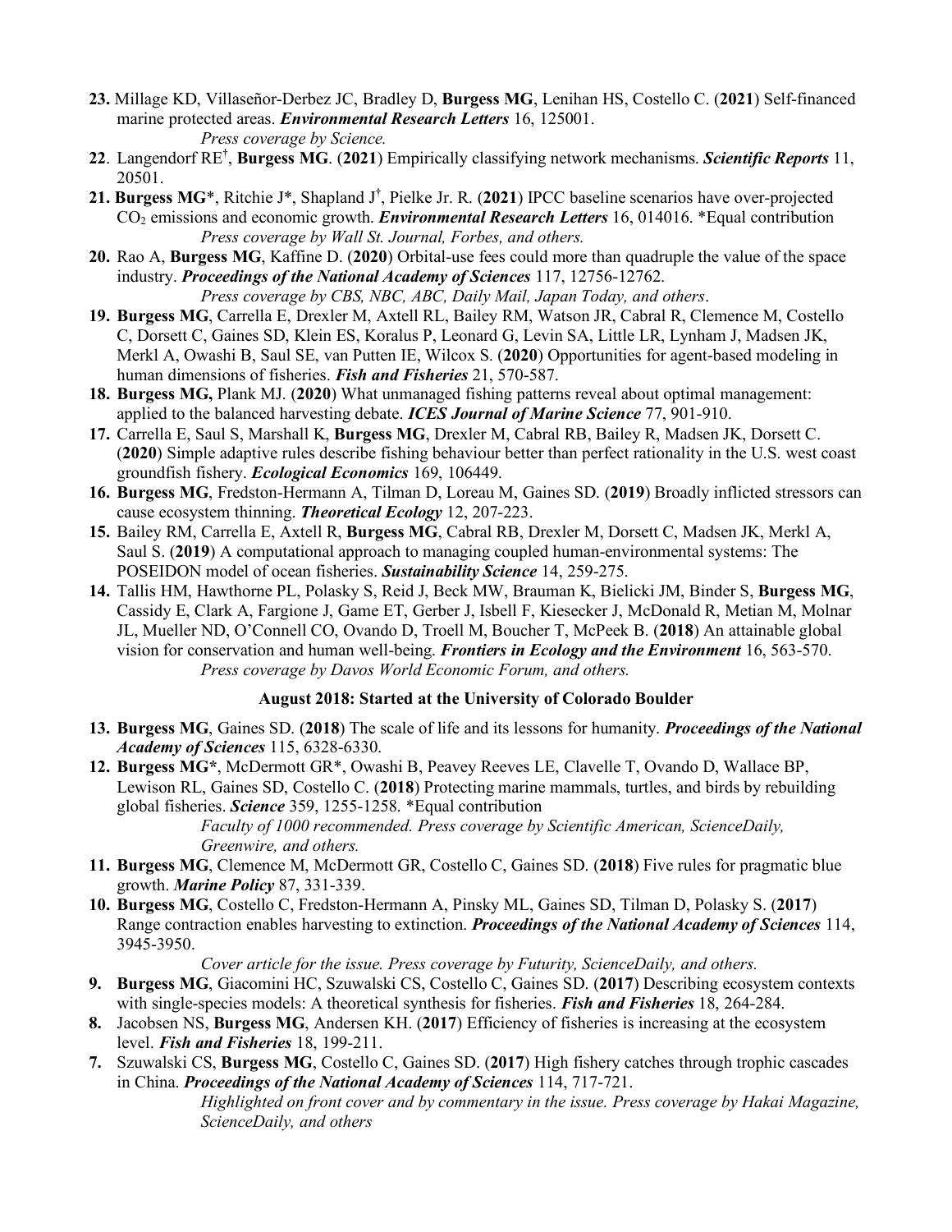**23.** Millage KD, Villaseñor-Derbez JC, Bradley D, **Burgess MG**, Lenihan HS, Costello C. (**2021**) Self-financed marine protected areas. ***Environmental Research Letters*** 16, 125001.

*Press coverage by Science.*

**22**. Langendorf RE[†], **Burgess MG**. (**2021**) Empirically classifying network mechanisms. ***Scientific Reports*** 11, 20501.

**21. Burgess MG***, Ritchie J*, Shapland J[†], Pielke Jr. R. (**2021**) IPCC baseline scenarios have over-projected $CO_2$ emissions and economic growth. ***Environmental Research Letters*** 16, 014016. *Equal contribution

*Press coverage by Wall St. Journal, Forbes, and others.*

**20.** Rao A, **Burgess MG**, Kaffine D. (**2020**) Orbital-use fees could more than quadruple the value of the space industry. ***Proceedings of the National Academy of Sciences*** 117, 12756-12762.

*Press coverage by CBS, NBC, ABC, Daily Mail, Japan Today, and others*.

**19. Burgess MG**, Carrella E, Drexler M, Axtell RL, Bailey RM, Watson JR, Cabral R, Clemence M, Costello C, Dorsett C, Gaines SD, Klein ES, Koralus P, Leonard G, Levin SA, Little LR, Lynham J, Madsen JK, Merkl A, Owashi B, Saul SE, van Putten IE, Wilcox S. (**2020**) Opportunities for agent-based modeling in human dimensions of fisheries. ***Fish and Fisheries*** 21, 570-587.

**18. Burgess MG,** Plank MJ. (**2020**) What unmanaged fishing patterns reveal about optimal management: applied to the balanced harvesting debate. ***ICES Journal of Marine Science*** 77, 901-910.

**17.** Carrella E, Saul S, Marshall K, **Burgess MG**, Drexler M, Cabral RB, Bailey R, Madsen JK, Dorsett C. (**2020**) Simple adaptive rules describe fishing behaviour better than perfect rationality in the U.S. west coast groundfish fishery. ***Ecological Economics*** 169, 106449.

**16. Burgess MG**, Fredston-Hermann A, Tilman D, Loreau M, Gaines SD. (**2019**) Broadly inflicted stressors can cause ecosystem thinning. ***Theoretical Ecology*** 12, 207-223.

**15.** Bailey RM, Carrella E, Axtell R, **Burgess MG**, Cabral RB, Drexler M, Dorsett C, Madsen JK, Merkl A, Saul S. (**2019**) A computational approach to managing coupled human-environmental systems: The POSEIDON model of ocean fisheries. ***Sustainability Science*** 14, 259-275.

**14.** Tallis HM, Hawthorne PL, Polasky S, Reid J, Beck MW, Brauman K, Bielicki JM, Binder S, **Burgess MG**, Cassidy E, Clark A, Fargione J, Game ET, Gerber J, Isbell F, Kiesecker J, McDonald R, Metian M, Molnar JL, Mueller ND, O'Connell CO, Ovando D, Troell M, Boucher T, McPeek B. (**2018**) An attainable global vision for conservation and human well-being. ***Frontiers in Ecology and the Environment*** 16, 563-570.

*Press coverage by Davos World Economic Forum, and others.*

**August 2018: Started at the University of Colorado Boulder**

**13. Burgess MG**, Gaines SD. (**2018**) The scale of life and its lessons for humanity. ***Proceedings of the National Academy of Sciences*** 115, 6328-6330.

**12. Burgess MG***, McDermott GR*, Owashi B, Peavey Reeves LE, Clavelle T, Ovando D, Wallace BP, Lewison RL, Gaines SD, Costello C. (**2018**) Protecting marine mammals, turtles, and birds by rebuilding global fisheries. ***Science*** 359, 1255-1258. *Equal contribution

*Faculty of 1000 recommended. Press coverage by Scientific American, ScienceDaily, Greenwire, and others.*

**11. Burgess MG**, Clemence M, McDermott GR, Costello C, Gaines SD. (**2018**) Five rules for pragmatic blue growth. ***Marine Policy*** 87, 331-339.

**10. Burgess MG**, Costello C, Fredston-Hermann A, Pinsky ML, Gaines SD, Tilman D, Polasky S. (**2017**) Range contraction enables harvesting to extinction. ***Proceedings of the National Academy of Sciences*** 114, 3945-3950.

*Cover article for the issue. Press coverage by Futurity, ScienceDaily, and others.*

**9. Burgess MG**, Giacomini HC, Szuwalski CS, Costello C, Gaines SD. (**2017**) Describing ecosystem contexts with single-species models: A theoretical synthesis for fisheries. ***Fish and Fisheries*** 18, 264-284.

**8.** Jacobsen NS, **Burgess MG**, Andersen KH. (**2017**) Efficiency of fisheries is increasing at the ecosystem level. ***Fish and Fisheries*** 18, 199-211.

**7.** Szuwalski CS, **Burgess MG**, Costello C, Gaines SD. (**2017**) High fishery catches through trophic cascades in China. ***Proceedings of the National Academy of Sciences*** 114, 717-721.

*Highlighted on front cover and by commentary in the issue. Press coverage by Hakai Magazine, ScienceDaily, and others*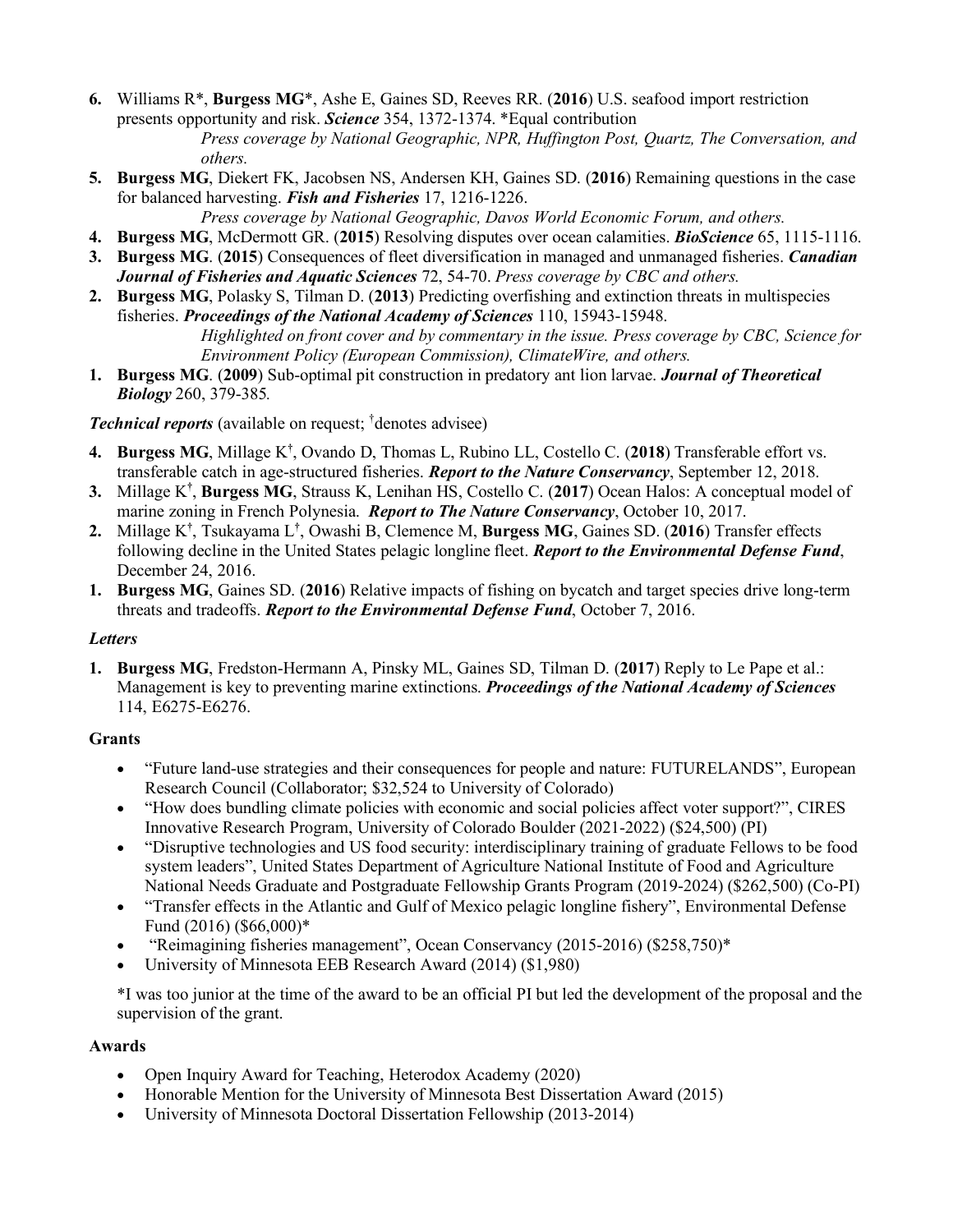6. Williams R*, **Burgess MG***, Ashe E, Gaines SD, Reeves RR. (**2016**) U.S. seafood import restriction presents opportunity and risk. ***Science*** 354, 1372-1374. *Equal contribution
   *Press coverage by National Geographic, NPR, Huffington Post, Quartz, The Conversation, and others.*
5. **Burgess MG**, Diekert FK, Jacobsen NS, Andersen KH, Gaines SD. (**2016**) Remaining questions in the case for balanced harvesting. ***Fish and Fisheries*** 17, 1216-1226.
   *Press coverage by National Geographic, Davos World Economic Forum, and others.*
4. **Burgess MG**, McDermott GR. (**2015**) Resolving disputes over ocean calamities. ***BioScience*** 65, 1115-1116.
3. **Burgess MG**. (**2015**) Consequences of fleet diversification in managed and unmanaged fisheries. ***Canadian Journal of Fisheries and Aquatic Sciences*** 72, 54-70. *Press coverage by CBC and others.*
2. **Burgess MG**, Polasky S, Tilman D. (**2013**) Predicting overfishing and extinction threats in multispecies fisheries. ***Proceedings of the National Academy of Sciences*** 110, 15943-15948.
   *Highlighted on front cover and by commentary in the issue. Press coverage by CBC, Science for Environment Policy (European Commission), ClimateWire, and others.*
1. **Burgess MG**. (**2009**) Sub-optimal pit construction in predatory ant lion larvae. ***Journal of Theoretical Biology*** 260, 379-385*.*

***Technical reports*** (available on request; †denotes advisee)

4. **Burgess MG**, Millage K†, Ovando D, Thomas L, Rubino LL, Costello C. (**2018**) Transferable effort vs. transferable catch in age-structured fisheries. ***Report to the Nature Conservancy***, September 12, 2018.
3. Millage K†, **Burgess MG**, Strauss K, Lenihan HS, Costello C. (**2017**) Ocean Halos: A conceptual model of marine zoning in French Polynesia. ***Report to The Nature Conservancy***, October 10, 2017.
2. Millage K†, Tsukayama L†, Owashi B, Clemence M, **Burgess MG**, Gaines SD. (**2016**) Transfer effects following decline in the United States pelagic longline fleet. ***Report to the Environmental Defense Fund***, December 24, 2016.
1. **Burgess MG**, Gaines SD. (**2016**) Relative impacts of fishing on bycatch and target species drive long-term threats and tradeoffs. ***Report to the Environmental Defense Fund***, October 7, 2016.

***Letters***

1. **Burgess MG**, Fredston-Hermann A, Pinsky ML, Gaines SD, Tilman D. (**2017**) Reply to Le Pape et al.: Management is key to preventing marine extinctions*.* ***Proceedings of the National Academy of Sciences*** 114, E6275-E6276.

**Grants**

- "Future land-use strategies and their consequences for people and nature: FUTURELANDS", European Research Council (Collaborator; $32,524 to University of Colorado)
- "How does bundling climate policies with economic and social policies affect voter support?", CIRES Innovative Research Program, University of Colorado Boulder (2021-2022) ($24,500) (PI)
- "Disruptive technologies and US food security: interdisciplinary training of graduate Fellows to be food system leaders", United States Department of Agriculture National Institute of Food and Agriculture National Needs Graduate and Postgraduate Fellowship Grants Program (2019-2024) ($262,500) (Co-PI)
- "Transfer effects in the Atlantic and Gulf of Mexico pelagic longline fishery", Environmental Defense Fund (2016) ($66,000)*
- "Reimagining fisheries management", Ocean Conservancy (2015-2016) ($258,750)*
- University of Minnesota EEB Research Award (2014) ($1,980)

*I was too junior at the time of the award to be an official PI but led the development of the proposal and the supervision of the grant.

**Awards**

- Open Inquiry Award for Teaching, Heterodox Academy (2020)
- Honorable Mention for the University of Minnesota Best Dissertation Award (2015)
- University of Minnesota Doctoral Dissertation Fellowship (2013-2014)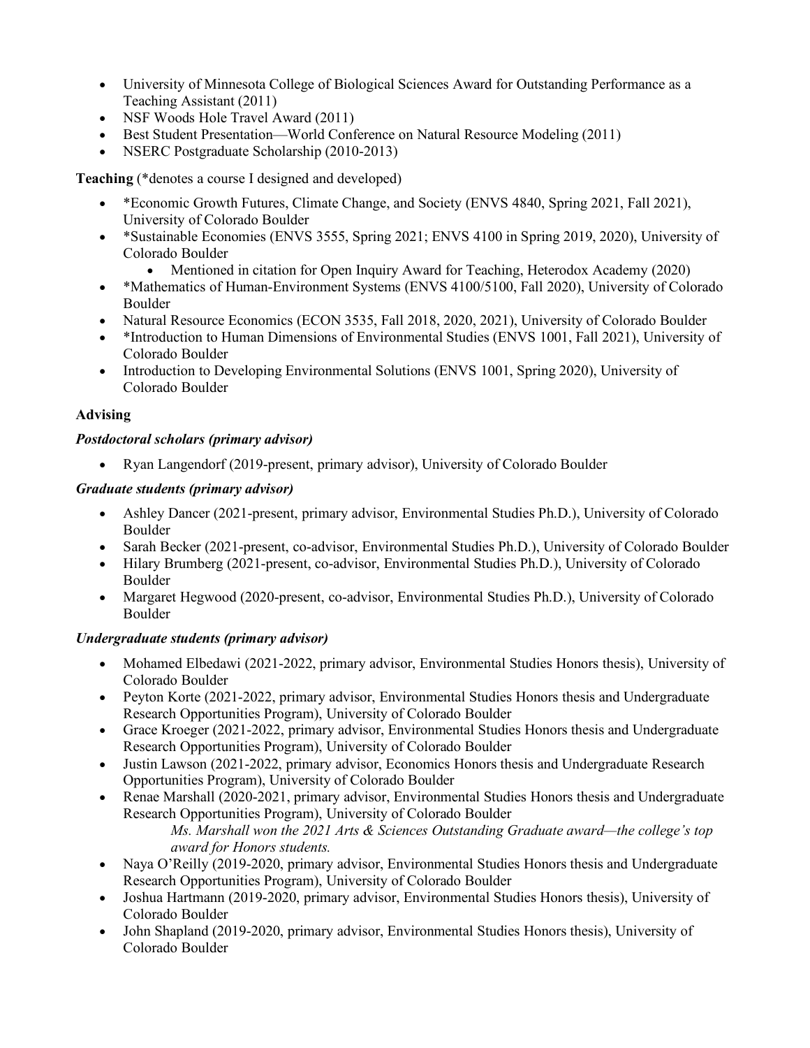- University of Minnesota College of Biological Sciences Award for Outstanding Performance as a Teaching Assistant (2011)
- NSF Woods Hole Travel Award (2011)
- Best Student Presentation—World Conference on Natural Resource Modeling (2011)
- NSERC Postgraduate Scholarship (2010-2013)

**Teaching** (*denotes a course I designed and developed)

- *Economic Growth Futures, Climate Change, and Society (ENVS 4840, Spring 2021, Fall 2021), University of Colorado Boulder
- *Sustainable Economies (ENVS 3555, Spring 2021; ENVS 4100 in Spring 2019, 2020), University of Colorado Boulder
    - Mentioned in citation for Open Inquiry Award for Teaching, Heterodox Academy (2020)
- *Mathematics of Human-Environment Systems (ENVS 4100/5100, Fall 2020), University of Colorado Boulder
- Natural Resource Economics (ECON 3535, Fall 2018, 2020, 2021), University of Colorado Boulder
- *Introduction to Human Dimensions of Environmental Studies (ENVS 1001, Fall 2021), University of Colorado Boulder
- Introduction to Developing Environmental Solutions (ENVS 1001, Spring 2020), University of Colorado Boulder

**Advising**

***Postdoctoral scholars (primary advisor)***

- Ryan Langendorf (2019-present, primary advisor), University of Colorado Boulder

***Graduate students (primary advisor)***

- Ashley Dancer (2021-present, primary advisor, Environmental Studies Ph.D.), University of Colorado Boulder
- Sarah Becker (2021-present, co-advisor, Environmental Studies Ph.D.), University of Colorado Boulder
- Hilary Brumberg (2021-present, co-advisor, Environmental Studies Ph.D.), University of Colorado Boulder
- Margaret Hegwood (2020-present, co-advisor, Environmental Studies Ph.D.), University of Colorado Boulder

***Undergraduate students (primary advisor)***

- Mohamed Elbedawi (2021-2022, primary advisor, Environmental Studies Honors thesis), University of Colorado Boulder
- Peyton Korte (2021-2022, primary advisor, Environmental Studies Honors thesis and Undergraduate Research Opportunities Program), University of Colorado Boulder
- Grace Kroeger (2021-2022, primary advisor, Environmental Studies Honors thesis and Undergraduate Research Opportunities Program), University of Colorado Boulder
- Justin Lawson (2021-2022, primary advisor, Economics Honors thesis and Undergraduate Research Opportunities Program), University of Colorado Boulder
- Renae Marshall (2020-2021, primary advisor, Environmental Studies Honors thesis and Undergraduate Research Opportunities Program), University of Colorado Boulder

    *Ms. Marshall won the 2021 Arts & Sciences Outstanding Graduate award—the college's top award for Honors students.*
- Naya O'Reilly (2019-2020, primary advisor, Environmental Studies Honors thesis and Undergraduate Research Opportunities Program), University of Colorado Boulder
- Joshua Hartmann (2019-2020, primary advisor, Environmental Studies Honors thesis), University of Colorado Boulder
- John Shapland (2019-2020, primary advisor, Environmental Studies Honors thesis), University of Colorado Boulder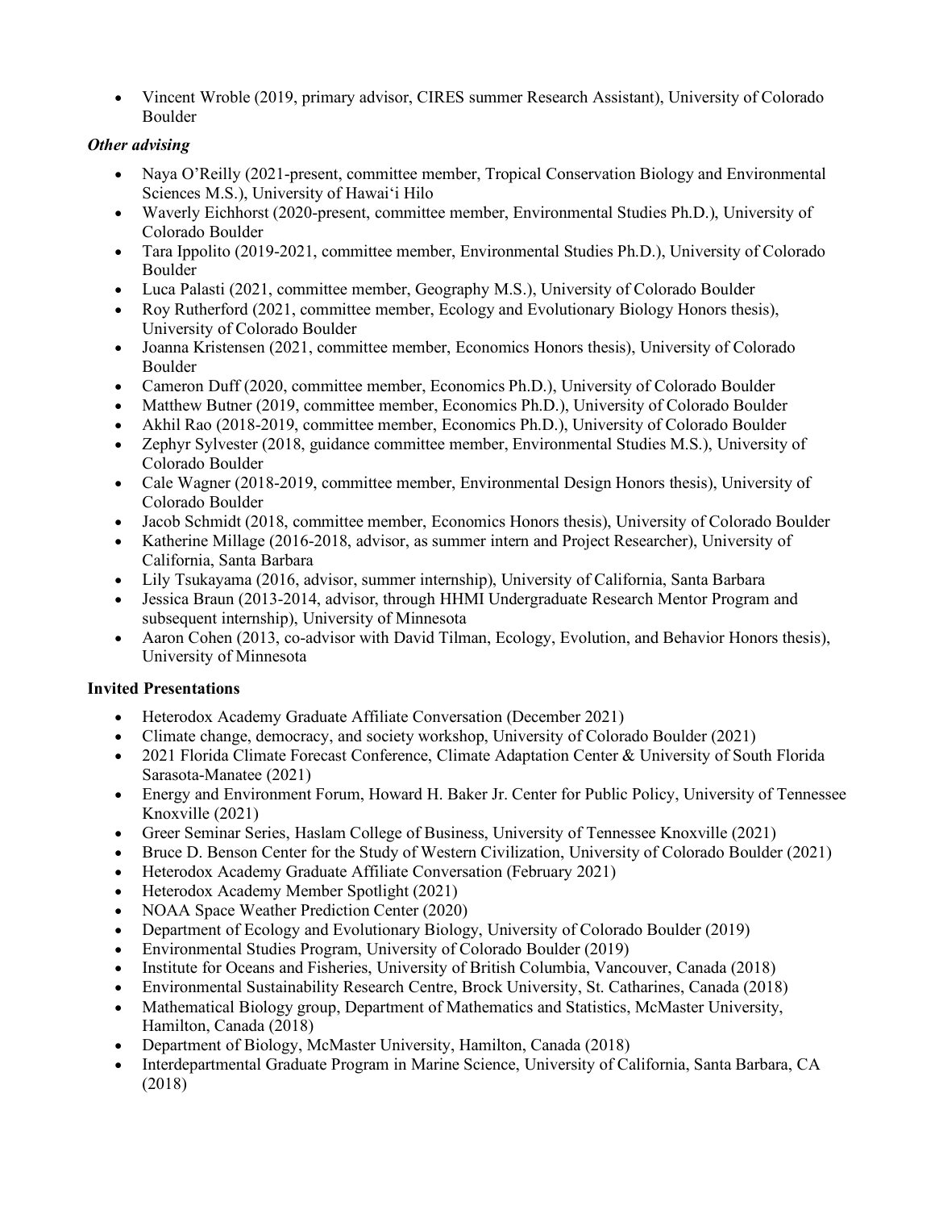- Vincent Wroble (2019, primary advisor, CIRES summer Research Assistant), University of Colorado Boulder

### *Other advising*

- Naya O'Reilly (2021-present, committee member, Tropical Conservation Biology and Environmental Sciences M.S.), University of Hawaiʻi Hilo
- Waverly Eichhorst (2020-present, committee member, Environmental Studies Ph.D.), University of Colorado Boulder
- Tara Ippolito (2019-2021, committee member, Environmental Studies Ph.D.), University of Colorado Boulder
- Luca Palasti (2021, committee member, Geography M.S.), University of Colorado Boulder
- Roy Rutherford (2021, committee member, Ecology and Evolutionary Biology Honors thesis), University of Colorado Boulder
- Joanna Kristensen (2021, committee member, Economics Honors thesis), University of Colorado Boulder
- Cameron Duff (2020, committee member, Economics Ph.D.), University of Colorado Boulder
- Matthew Butner (2019, committee member, Economics Ph.D.), University of Colorado Boulder
- Akhil Rao (2018-2019, committee member, Economics Ph.D.), University of Colorado Boulder
- Zephyr Sylvester (2018, guidance committee member, Environmental Studies M.S.), University of Colorado Boulder
- Cale Wagner (2018-2019, committee member, Environmental Design Honors thesis), University of Colorado Boulder
- Jacob Schmidt (2018, committee member, Economics Honors thesis), University of Colorado Boulder
- Katherine Millage (2016-2018, advisor, as summer intern and Project Researcher), University of California, Santa Barbara
- Lily Tsukayama (2016, advisor, summer internship), University of California, Santa Barbara
- Jessica Braun (2013-2014, advisor, through HHMI Undergraduate Research Mentor Program and subsequent internship), University of Minnesota
- Aaron Cohen (2013, co-advisor with David Tilman, Ecology, Evolution, and Behavior Honors thesis), University of Minnesota

## Invited Presentations

- Heterodox Academy Graduate Affiliate Conversation (December 2021)
- Climate change, democracy, and society workshop, University of Colorado Boulder (2021)
- 2021 Florida Climate Forecast Conference, Climate Adaptation Center & University of South Florida Sarasota-Manatee (2021)
- Energy and Environment Forum, Howard H. Baker Jr. Center for Public Policy, University of Tennessee Knoxville (2021)
- Greer Seminar Series, Haslam College of Business, University of Tennessee Knoxville (2021)
- Bruce D. Benson Center for the Study of Western Civilization, University of Colorado Boulder (2021)
- Heterodox Academy Graduate Affiliate Conversation (February 2021)
- Heterodox Academy Member Spotlight (2021)
- NOAA Space Weather Prediction Center (2020)
- Department of Ecology and Evolutionary Biology, University of Colorado Boulder (2019)
- Environmental Studies Program, University of Colorado Boulder (2019)
- Institute for Oceans and Fisheries, University of British Columbia, Vancouver, Canada (2018)
- Environmental Sustainability Research Centre, Brock University, St. Catharines, Canada (2018)
- Mathematical Biology group, Department of Mathematics and Statistics, McMaster University, Hamilton, Canada (2018)
- Department of Biology, McMaster University, Hamilton, Canada (2018)
- Interdepartmental Graduate Program in Marine Science, University of California, Santa Barbara, CA (2018)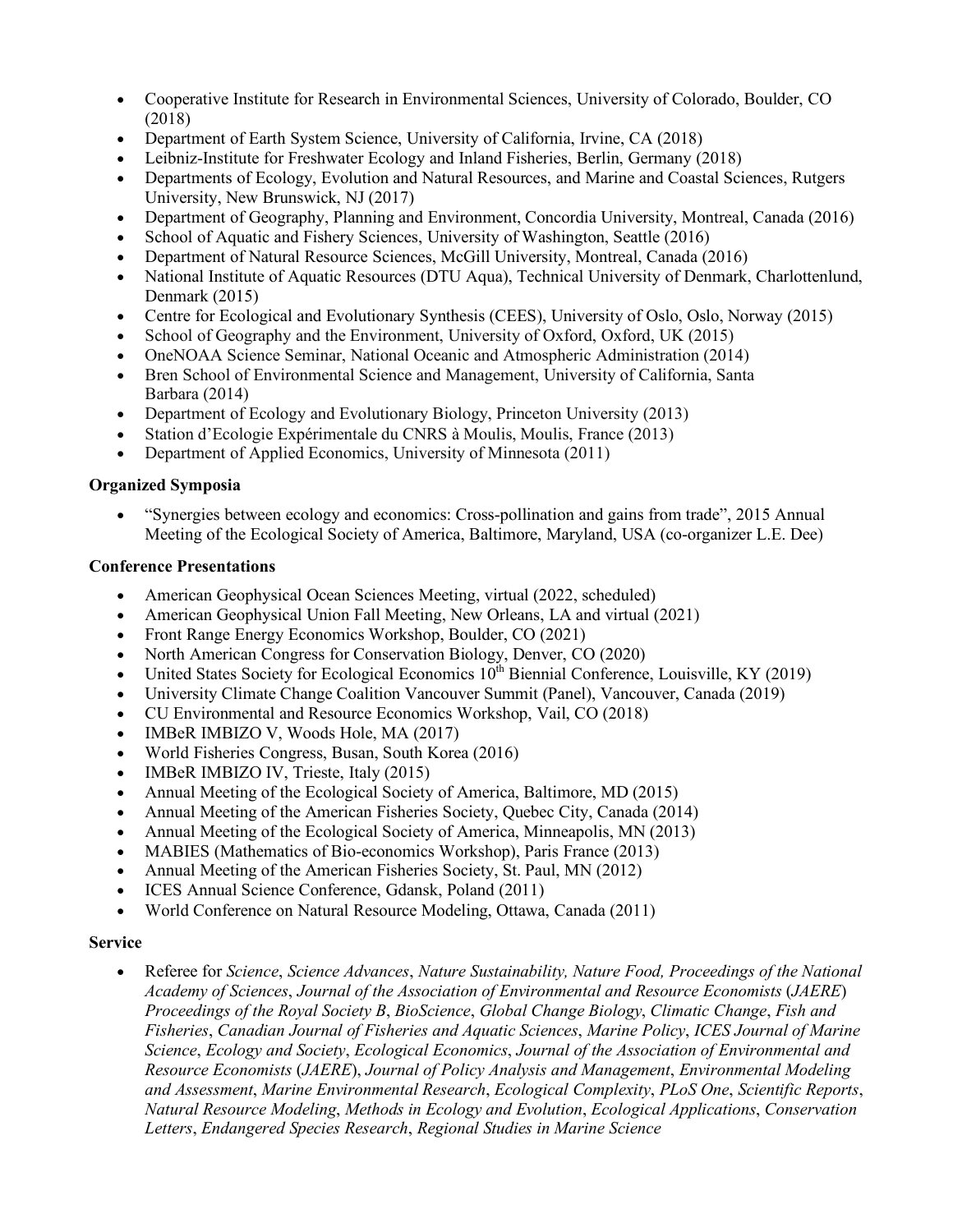- Cooperative Institute for Research in Environmental Sciences, University of Colorado, Boulder, CO (2018)
- Department of Earth System Science, University of California, Irvine, CA (2018)
- Leibniz-Institute for Freshwater Ecology and Inland Fisheries, Berlin, Germany (2018)
- Departments of Ecology, Evolution and Natural Resources, and Marine and Coastal Sciences, Rutgers University, New Brunswick, NJ (2017)
- Department of Geography, Planning and Environment, Concordia University, Montreal, Canada (2016)
- School of Aquatic and Fishery Sciences, University of Washington, Seattle (2016)
- Department of Natural Resource Sciences, McGill University, Montreal, Canada (2016)
- National Institute of Aquatic Resources (DTU Aqua), Technical University of Denmark, Charlottenlund, Denmark (2015)
- Centre for Ecological and Evolutionary Synthesis (CEES), University of Oslo, Oslo, Norway (2015)
- School of Geography and the Environment, University of Oxford, Oxford, UK (2015)
- OneNOAA Science Seminar, National Oceanic and Atmospheric Administration (2014)
- Bren School of Environmental Science and Management, University of California, Santa Barbara (2014)
- Department of Ecology and Evolutionary Biology, Princeton University (2013)
- Station d'Ecologie Expérimentale du CNRS à Moulis, Moulis, France (2013)
- Department of Applied Economics, University of Minnesota (2011)

**Organized Symposia**

- "Synergies between ecology and economics: Cross-pollination and gains from trade", 2015 Annual Meeting of the Ecological Society of America, Baltimore, Maryland, USA (co-organizer L.E. Dee)

**Conference Presentations**

- American Geophysical Ocean Sciences Meeting, virtual (2022, scheduled)
- American Geophysical Union Fall Meeting, New Orleans, LA and virtual (2021)
- Front Range Energy Economics Workshop, Boulder, CO (2021)
- North American Congress for Conservation Biology, Denver, CO (2020)
- United States Society for Ecological Economics 10th Biennial Conference, Louisville, KY (2019)
- University Climate Change Coalition Vancouver Summit (Panel), Vancouver, Canada (2019)
- CU Environmental and Resource Economics Workshop, Vail, CO (2018)
- IMBeR IMBIZO V, Woods Hole, MA (2017)
- World Fisheries Congress, Busan, South Korea (2016)
- IMBeR IMBIZO IV, Trieste, Italy (2015)
- Annual Meeting of the Ecological Society of America, Baltimore, MD (2015)
- Annual Meeting of the American Fisheries Society, Quebec City, Canada (2014)
- Annual Meeting of the Ecological Society of America, Minneapolis, MN (2013)
- MABIES (Mathematics of Bio-economics Workshop), Paris France (2013)
- Annual Meeting of the American Fisheries Society, St. Paul, MN (2012)
- ICES Annual Science Conference, Gdansk, Poland (2011)
- World Conference on Natural Resource Modeling, Ottawa, Canada (2011)

**Service**

- Referee for *Science*, *Science Advances*, *Nature Sustainability, Nature Food, Proceedings of the National Academy of Sciences*, *Journal of the Association of Environmental and Resource Economists* (*JAERE*) *Proceedings of the Royal Society B*, *BioScience*, *Global Change Biology*, *Climatic Change*, *Fish and Fisheries*, *Canadian Journal of Fisheries and Aquatic Sciences*, *Marine Policy*, *ICES Journal of Marine Science*, *Ecology and Society*, *Ecological Economics*, *Journal of the Association of Environmental and Resource Economists* (*JAERE*), *Journal of Policy Analysis and Management*, *Environmental Modeling and Assessment*, *Marine Environmental Research*, *Ecological Complexity*, *PLoS One*, *Scientific Reports*, *Natural Resource Modeling*, *Methods in Ecology and Evolution*, *Ecological Applications*, *Conservation Letters*, *Endangered Species Research*, *Regional Studies in Marine Science*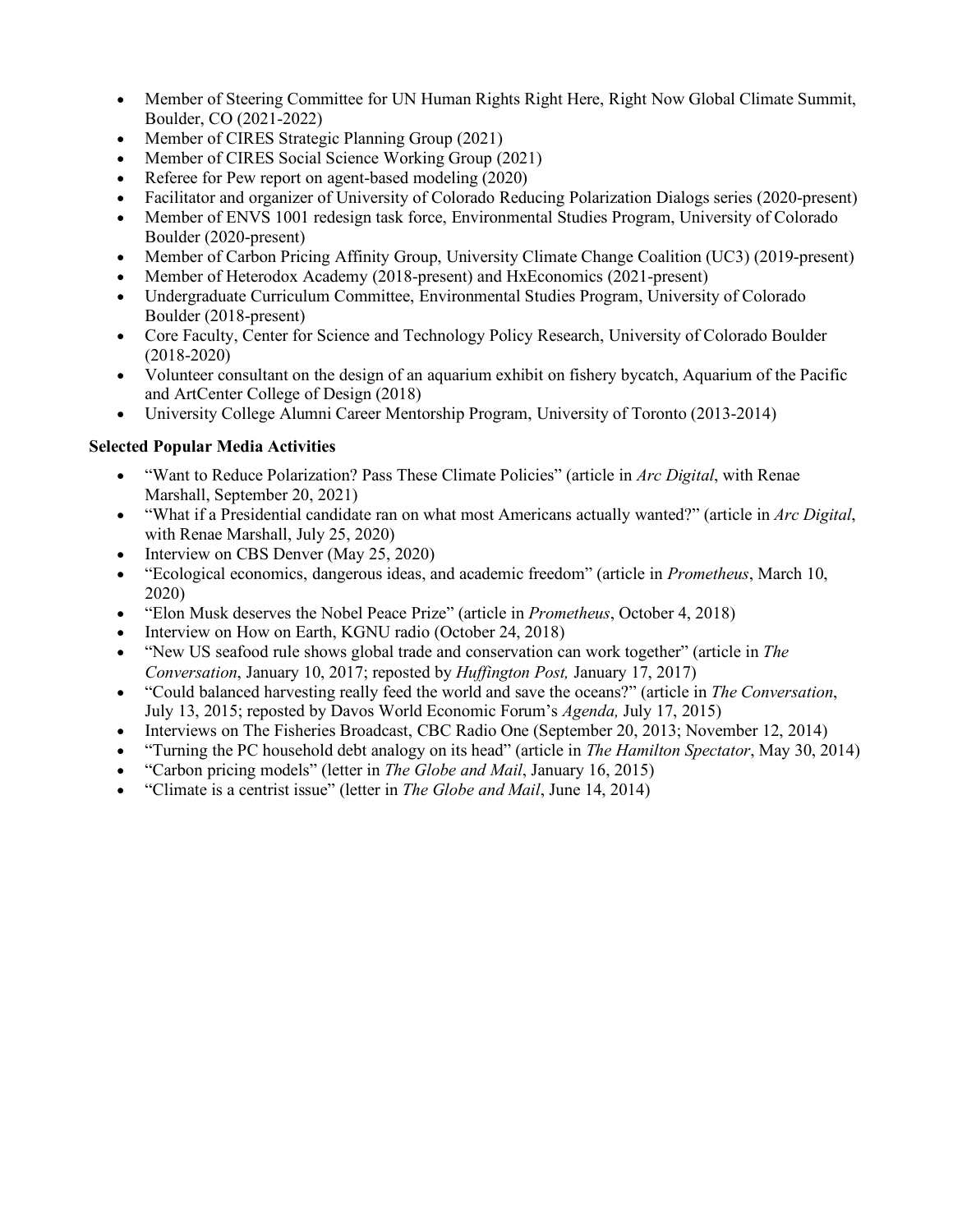- Member of Steering Committee for UN Human Rights Right Here, Right Now Global Climate Summit, Boulder, CO (2021-2022)
- Member of CIRES Strategic Planning Group (2021)
- Member of CIRES Social Science Working Group (2021)
- Referee for Pew report on agent-based modeling (2020)
- Facilitator and organizer of University of Colorado Reducing Polarization Dialogs series (2020-present)
- Member of ENVS 1001 redesign task force, Environmental Studies Program, University of Colorado Boulder (2020-present)
- Member of Carbon Pricing Affinity Group, University Climate Change Coalition (UC3) (2019-present)
- Member of Heterodox Academy (2018-present) and HxEconomics (2021-present)
- Undergraduate Curriculum Committee, Environmental Studies Program, University of Colorado Boulder (2018-present)
- Core Faculty, Center for Science and Technology Policy Research, University of Colorado Boulder (2018-2020)
- Volunteer consultant on the design of an aquarium exhibit on fishery bycatch, Aquarium of the Pacific and ArtCenter College of Design (2018)
- University College Alumni Career Mentorship Program, University of Toronto (2013-2014)

**Selected Popular Media Activities**

- "Want to Reduce Polarization? Pass These Climate Policies" (article in *Arc Digital*, with Renae Marshall, September 20, 2021)
- "What if a Presidential candidate ran on what most Americans actually wanted?" (article in *Arc Digital*, with Renae Marshall, July 25, 2020)
- Interview on CBS Denver (May 25, 2020)
- "Ecological economics, dangerous ideas, and academic freedom" (article in *Prometheus*, March 10, 2020)
- "Elon Musk deserves the Nobel Peace Prize" (article in *Prometheus*, October 4, 2018)
- Interview on How on Earth, KGNU radio (October 24, 2018)
- "New US seafood rule shows global trade and conservation can work together" (article in *The Conversation*, January 10, 2017; reposted by *Huffington Post,* January 17, 2017)
- "Could balanced harvesting really feed the world and save the oceans?" (article in *The Conversation*, July 13, 2015; reposted by Davos World Economic Forum's *Agenda,* July 17, 2015)
- Interviews on The Fisheries Broadcast, CBC Radio One (September 20, 2013; November 12, 2014)
- "Turning the PC household debt analogy on its head" (article in *The Hamilton Spectator*, May 30, 2014)
- "Carbon pricing models" (letter in *The Globe and Mail*, January 16, 2015)
- "Climate is a centrist issue" (letter in *The Globe and Mail*, June 14, 2014)